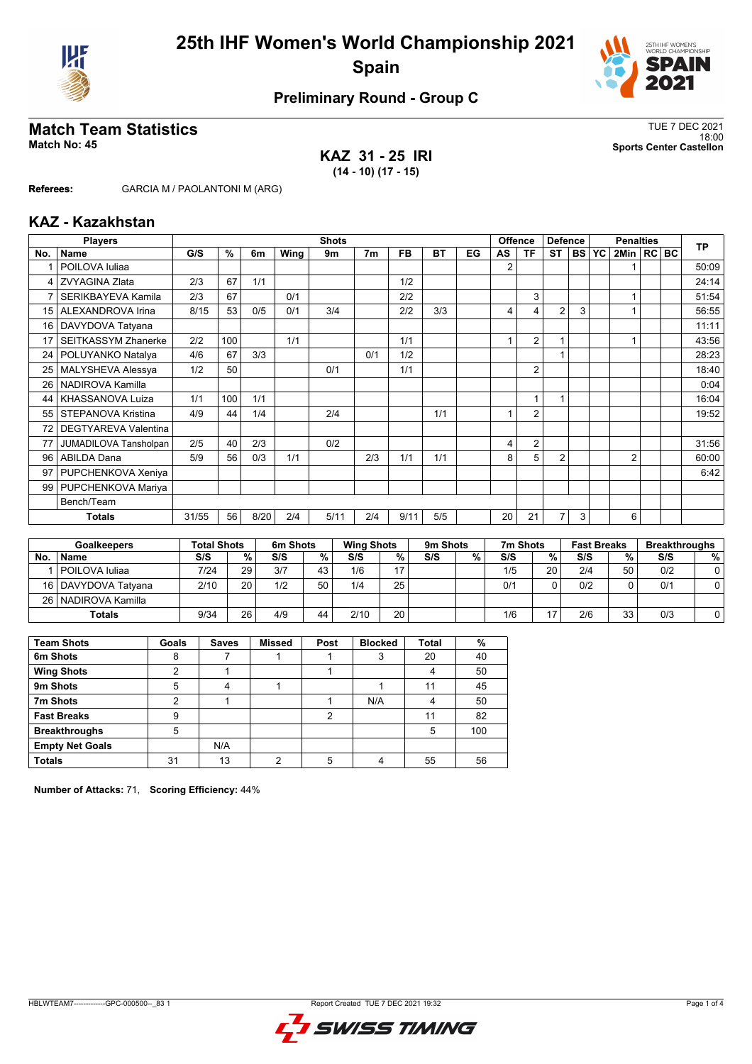# 25th IHF Women's World Championship 2021
## Spain

### Preliminary Round - Group C

## Match Team Statistics
**Match No: 45**

TUE 7 DEC 2021
18:00
**Sports Center Castellon**

**KAZ 31 - 25 IRI**
**(14 - 10) (17 - 15)**

**Referees:** GARCIA M / PAOLANTONI M (ARG)

## KAZ - Kazakhstan

| Players | | Shots | | | | | | | | | Offence | | Defence | | | Penalties | | | TP |
|---|---|---|---|---|---|---|---|---|---|---|---|---|---|---|---|---|---|---|---|
| No. | Name | G/S | % | 6m | Wing | 9m | 7m | FB | BT | EG | AS | TF | ST | BS | YC | 2Min | RC | BC | |
| 1 | POILOVA Iuliaa | | | | | | | | | | 2 | | | | | 1 | | | 50:09 |
| 4 | ZVYAGINA Zlata | 2/3 | 67 | 1/1 | | | | 1/2 | | | | | | | | | | | 24:14 |
| 7 | SERIKBAYEVA Kamila | 2/3 | 67 | | 0/1 | | | 2/2 | | | | 3 | | | | 1 | | | 51:54 |
| 15 | ALEXANDROVA Irina | 8/15 | 53 | 0/5 | 0/1 | 3/4 | | 2/2 | 3/3 | | 4 | 4 | 2 | 3 | | 1 | | | 56:55 |
| 16 | DAVYDOVA Tatyana | | | | | | | | | | | | | | | | | | 11:11 |
| 17 | SEITKASSYM Zhanerke | 2/2 | 100 | | 1/1 | | | 1/1 | | | 1 | 2 | 1 | | | 1 | | | 43:56 |
| 24 | POLUYANKO Natalya | 4/6 | 67 | 3/3 | | | 0/1 | 1/2 | | | | | 1 | | | | | | 28:23 |
| 25 | MALYSHEVA Alessya | 1/2 | 50 | | | 0/1 | | 1/1 | | | | 2 | | | | | | | 18:40 |
| 26 | NADIROVA Kamilla | | | | | | | | | | | | | | | | | | 0:04 |
| 44 | KHASSANOVA Luiza | 1/1 | 100 | 1/1 | | | | | | | | 1 | 1 | | | | | | 16:04 |
| 55 | STEPANOVA Kristina | 4/9 | 44 | 1/4 | | 2/4 | | | 1/1 | | 1 | 2 | | | | | | | 19:52 |
| 72 | DEGTYAREVA Valentina | | | | | | | | | | | | | | | | | | |
| 77 | JUMADILOVA Tansholpan | 2/5 | 40 | 2/3 | | 0/2 | | | | | 4 | 2 | | | | | | | 31:56 |
| 96 | ABILDA Dana | 5/9 | 56 | 0/3 | 1/1 | | 2/3 | 1/1 | 1/1 | | 8 | 5 | 2 | | | 2 | | | 60:00 |
| 97 | PUPCHENKOVA Xeniya | | | | | | | | | | | | | | | | | | 6:42 |
| 99 | PUPCHENKOVA Mariya | | | | | | | | | | | | | | | | | | |
| | Bench/Team | | | | | | | | | | | | | | | | | | |
| | **Totals** | 31/55 | 56 | 8/20 | 2/4 | 5/11 | 2/4 | 9/11 | 5/5 | | 20 | 21 | 7 | 3 | | 6 | | | |

| Goalkeepers | | Total Shots | | 6m Shots | | Wing Shots | | 9m Shots | | 7m Shots | | Fast Breaks | | Breakthroughs | |
|---|---|---|---|---|---|---|---|---|---|---|---|---|---|---|---|
| No. | Name | S/S | % | S/S | % | S/S | % | S/S | % | S/S | % | S/S | % | S/S | % |
| 1 | POILOVA Iuliaa | 7/24 | 29 | 3/7 | 43 | 1/6 | 17 | | | 1/5 | 20 | 2/4 | 50 | 0/2 | 0 |
| 16 | DAVYDOVA Tatyana | 2/10 | 20 | 1/2 | 50 | 1/4 | 25 | | | 0/1 | 0 | 0/2 | 0 | 0/1 | 0 |
| 26 | NADIROVA Kamilla | | | | | | | | | | | | | | |
| | **Totals** | 9/34 | 26 | 4/9 | 44 | 2/10 | 20 | | | 1/6 | 17 | 2/6 | 33 | 0/3 | 0 |

| Team Shots | Goals | Saves | Missed | Post | Blocked | Total | % |
|---|---|---|---|---|---|---|---|
| **6m Shots** | 8 | 7 | 1 | 1 | 3 | 20 | 40 |
| **Wing Shots** | 2 | 1 | | 1 | | 4 | 50 |
| **9m Shots** | 5 | 4 | 1 | | 1 | 11 | 45 |
| **7m Shots** | 2 | 1 | | 1 | N/A | 4 | 50 |
| **Fast Breaks** | 9 | | | 2 | | 11 | 82 |
| **Breakthroughs** | 5 | | | | | 5 | 100 |
| **Empty Net Goals** | | N/A | | | | | |
| **Totals** | 31 | 13 | 2 | 5 | 4 | 55 | 56 |

**Number of Attacks:** 71, **Scoring Efficiency:** 44%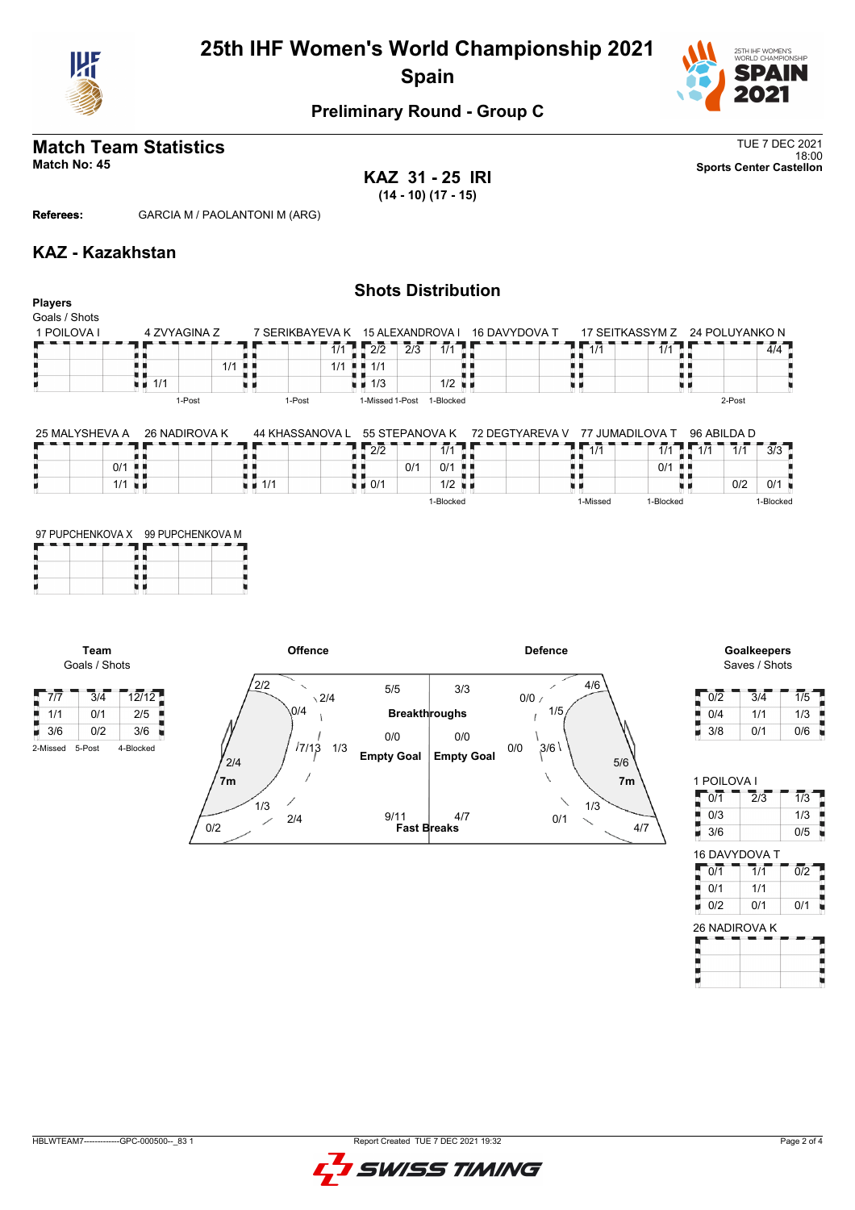# 25th IHF Women's World Championship 2021
## Spain

### Preliminary Round - Group C

## Match Team Statistics

**Match No: 45**

TUE 7 DEC 2021
18:00
**Sports Center Castellon**

**KAZ 31 - 25 IRI**
**(14 - 10) (17 - 15)**

**Referees:** GARCIA M / PAOLANTONI M (ARG)

## KAZ - Kazakhstan

### Shots Distribution

**Players**
Goals / Shots

**1 POILOVA I**

| | | |
|---|---|---|
| | | |
| | | |
| | | |

**4 ZVYAGINA Z**

| | | |
|---|---|---|
| | | |
| | | 1/1 |
| 1/1 | | |

1-Post

**7 SERIKBAYEVA K**

| | | |
|---|---|---|
| | | 1/1 |
| | | 1/1 |
| | | |

1-Post

**15 ALEXANDROVA I**

| | | |
|---|---|---|
| 2/2 | 2/3 | 1/1 |
| 1/1 | | |
| 1/3 | | 1/2 |

1-Missed 1-Post 1-Blocked

**16 DAVYDOVA T**

| | | |
|---|---|---|
| | | |
| | | |
| | | |

**17 SEITKASSYM Z**

| | | |
|---|---|---|
| 1/1 | | 1/1 |
| | | |
| | | |

**24 POLUYANKO N**

| | | |
|---|---|---|
| | | 4/4 |
| | | |
| | | |

2-Post

**25 MALYSHEVA A**

| | | |
|---|---|---|
| | | |
| | | 0/1 |
| | | 1/1 |

**26 NADIROVA K**

| | | |
|---|---|---|
| | | |
| | | |
| | | |

**44 KHASSANOVA L**

| | | |
|---|---|---|
| | | |
| | | |
| 1/1 | | |

**55 STEPANOVA K**

| | | |
|---|---|---|
| 2/2 | | 1/1 |
| | 0/1 | 0/1 |
| 0/1 | | 1/2 |

1-Blocked

**72 DEGTYAREVA V**

| | | |
|---|---|---|
| | | |
| | | |
| | | |

**77 JUMADILOVA T**

| | | |
|---|---|---|
| 1/1 | | 1/1 |
| | | 0/1 |
| | | |

1-Missed 1-Blocked

**96 ABILDA D**

| | | |
|---|---|---|
| 1/1 | 1/1 | 3/3 |
| | | |
| | 0/2 | 0/1 |

1-Blocked

**97 PUPCHENKOVA X**

| | | |
|---|---|---|
| | | |
| | | |
| | | |

**99 PUPCHENKOVA M**

| | | |
|---|---|---|
| | | |
| | | |
| | | |

**Team**
Goals / Shots

| | | |
|---|---|---|
| 7/7 | 3/4 | 12/12 |
| 1/1 | 0/1 | 2/5 |
| 3/6 | 0/2 | 3/6 |

2-Missed 5-Post 4-Blocked

**Offence**

- 2/2, 2/4, 0/4, 7/13, 1/3, 2/4, 7m, 1/3, 2/4, 0/2
- Breakthroughs: 5/5
- Empty Goal: 0/0
- Fast Breaks: 9/11

**Defence**

- 4/6, 0/0, 1/5, 3/6, 0/0, 5/6, 7m, 1/3, 0/1, 4/7
- Breakthroughs: 3/3
- Empty Goal: 0/0
- Fast Breaks: 4/7

**Goalkeepers**
Saves / Shots

| | | |
|---|---|---|
| 0/2 | 3/4 | 1/5 |
| 0/4 | 1/1 | 1/3 |
| 3/8 | 0/1 | 0/6 |

**1 POILOVA I**

| | | |
|---|---|---|
| 0/1 | 2/3 | 1/3 |
| 0/3 | | 1/3 |
| 3/6 | | 0/5 |

**16 DAVYDOVA T**

| | | |
|---|---|---|
| 0/1 | 1/1 | 0/2 |
| 0/1 | 1/1 | |
| 0/2 | 0/1 | 0/1 |

**26 NADIROVA K**

| | | |
|---|---|---|
| | | |
| | | |
| | | |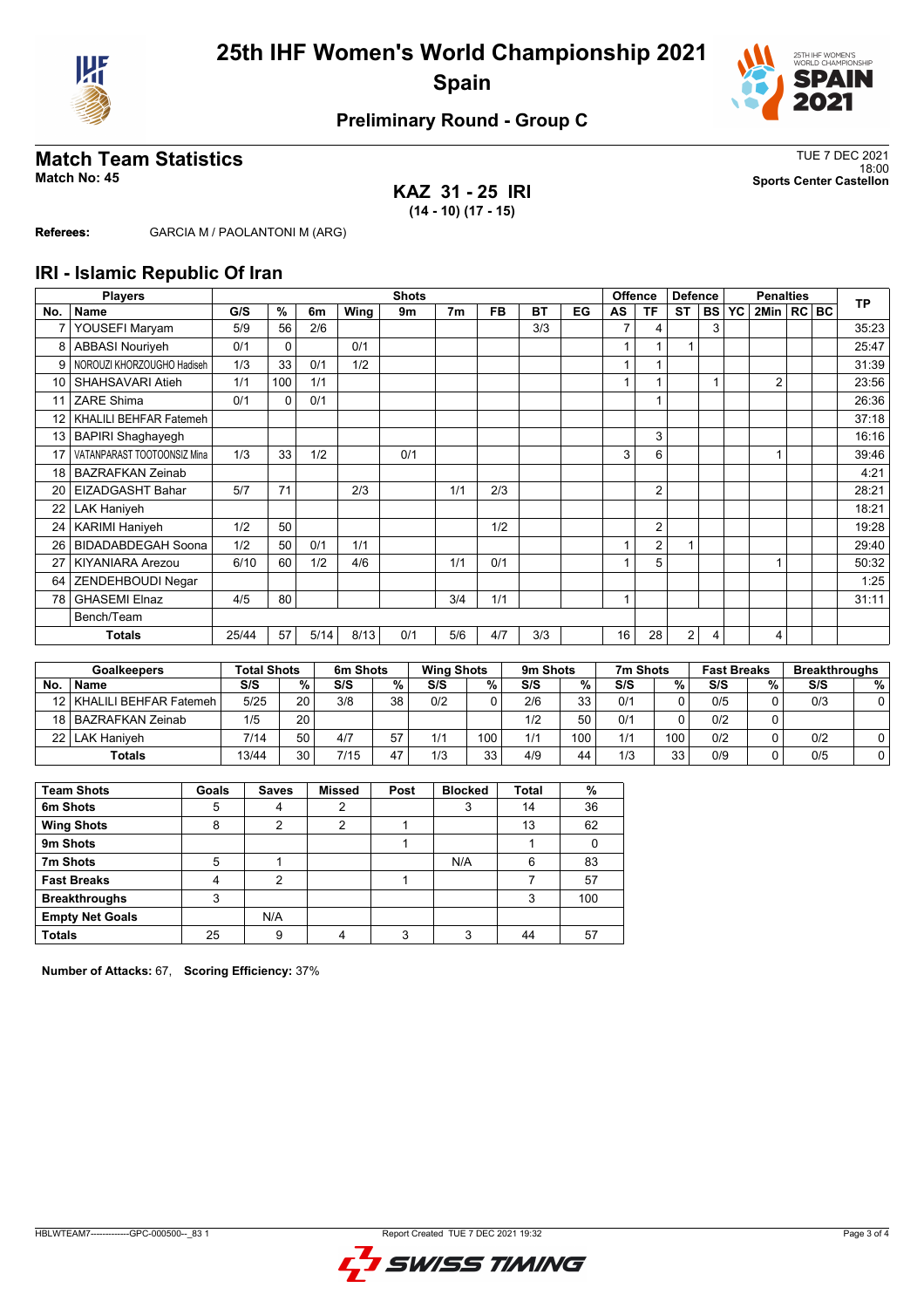# 25th IHF Women's World Championship 2021
## Spain

### Preliminary Round - Group C

## Match Team Statistics

**Match No: 45**

TUE 7 DEC 2021
18:00
**Sports Center Castellon**

### KAZ 31 - 25 IRI
**(14 - 10) (17 - 15)**

**Referees:** GARCIA M / PAOLANTONI M (ARG)

## IRI - Islamic Republic Of Iran

| Players | | Shots | | | | | | | | | Offence | | Defence | | Penalties | | | | TP |
|---|---|---|---|---|---|---|---|---|---|---|---|---|---|---|---|---|---|---|---|
| No. | Name | G/S | % | 6m | Wing | 9m | 7m | FB | BT | EG | AS | TF | ST | BS | YC | 2Min | RC | BC | |
| 7 | YOUSEFI Maryam | 5/9 | 56 | 2/6 | | | | | 3/3 | | 7 | 4 | | 3 | | | | | 35:23 |
| 8 | ABBASI Nouriyeh | 0/1 | 0 | | 0/1 | | | | | | 1 | 1 | 1 | | | | | | 25:47 |
| 9 | NOROUZI KHORZOUGHO Hadiseh | 1/3 | 33 | 0/1 | 1/2 | | | | | | 1 | 1 | | | | | | | 31:39 |
| 10 | SHAHSAVARI Atieh | 1/1 | 100 | 1/1 | | | | | | | 1 | 1 | | 1 | | 2 | | | 23:56 |
| 11 | ZARE Shima | 0/1 | 0 | 0/1 | | | | | | | | 1 | | | | | | | 26:36 |
| 12 | KHALILI BEHFAR Fatemeh | | | | | | | | | | | | | | | | | | 37:18 |
| 13 | BAPIRI Shaghayegh | | | | | | | | | | | 3 | | | | | | | 16:16 |
| 17 | VATANPARAST TOOTOONSIZ Mina | 1/3 | 33 | 1/2 | | 0/1 | | | | | 3 | 6 | | | | 1 | | | 39:46 |
| 18 | BAZRAFKAN Zeinab | | | | | | | | | | | | | | | | | | 4:21 |
| 20 | EIZADGASHT Bahar | 5/7 | 71 | | 2/3 | | 1/1 | 2/3 | | | | 2 | | | | | | | 28:21 |
| 22 | LAK Haniyeh | | | | | | | | | | | | | | | | | | 18:21 |
| 24 | KARIMI Haniyeh | 1/2 | 50 | | | | | 1/2 | | | | 2 | | | | | | | 19:28 |
| 26 | BIDADABDEGAH Soona | 1/2 | 50 | 0/1 | 1/1 | | | | | | 1 | 2 | 1 | | | | | | 29:40 |
| 27 | KIYANIARA Arezou | 6/10 | 60 | 1/2 | 4/6 | | 1/1 | 0/1 | | | 1 | 5 | | | | 1 | | | 50:32 |
| 64 | ZENDEHBOUDI Negar | | | | | | | | | | | | | | | | | | 1:25 |
| 78 | GHASEMI Elnaz | 4/5 | 80 | | | | 3/4 | 1/1 | | | 1 | | | | | | | | 31:11 |
| | Bench/Team | | | | | | | | | | | | | | | | | | |
| | **Totals** | 25/44 | 57 | 5/14 | 8/13 | 0/1 | 5/6 | 4/7 | 3/3 | | 16 | 28 | 2 | 4 | | 4 | | | |

| Goalkeepers | | Total Shots | | 6m Shots | | Wing Shots | | 9m Shots | | 7m Shots | | Fast Breaks | | Breakthroughs | |
|---|---|---|---|---|---|---|---|---|---|---|---|---|---|---|---|
| No. | Name | S/S | % | S/S | % | S/S | % | S/S | % | S/S | % | S/S | % | S/S | % |
| 12 | KHALILI BEHFAR Fatemeh | 5/25 | 20 | 3/8 | 38 | 0/2 | 0 | 2/6 | 33 | 0/1 | 0 | 0/5 | 0 | 0/3 | 0 |
| 18 | BAZRAFKAN Zeinab | 1/5 | 20 | | | | | 1/2 | 50 | 0/1 | 0 | 0/2 | 0 | | |
| 22 | LAK Haniyeh | 7/14 | 50 | 4/7 | 57 | 1/1 | 100 | 1/1 | 100 | 1/1 | 100 | 0/2 | 0 | 0/2 | 0 |
| | **Totals** | 13/44 | 30 | 7/15 | 47 | 1/3 | 33 | 4/9 | 44 | 1/3 | 33 | 0/9 | 0 | 0/5 | 0 |

| Team Shots | Goals | Saves | Missed | Post | Blocked | Total | % |
|---|---|---|---|---|---|---|---|
| 6m Shots | 5 | 4 | 2 | | 3 | 14 | 36 |
| Wing Shots | 8 | 2 | 2 | 1 | | 13 | 62 |
| 9m Shots | | | | 1 | | 1 | 0 |
| 7m Shots | 5 | 1 | | | N/A | 6 | 83 |
| Fast Breaks | 4 | 2 | | 1 | | 7 | 57 |
| Breakthroughs | 3 | | | | | 3 | 100 |
| Empty Net Goals | | N/A | | | | | |
| Totals | 25 | 9 | 4 | 3 | 3 | 44 | 57 |

**Number of Attacks:** 67, **Scoring Efficiency:** 37%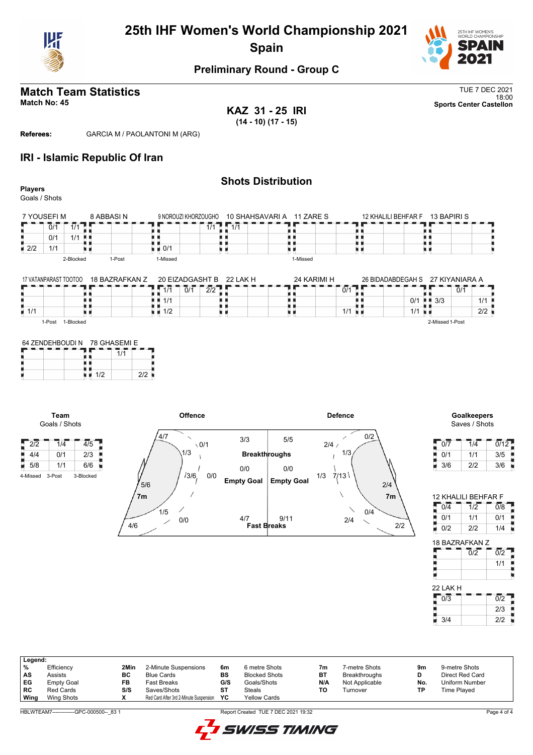# 25th IHF Women's World Championship 2021
## Spain

### Preliminary Round - Group C

## Match Team Statistics
**Match No: 45**

TUE 7 DEC 2021
18:00
**Sports Center Castellon**

**KAZ 31 - 25 IRI**
**(14 - 10) (17 - 15)**

**Referees:** GARCIA M / PAOLANTONI M (ARG)

## IRI - Islamic Republic Of Iran

### Shots Distribution

**Players**
Goals / Shots

7 YOUSEFI M
0/1 1/1
0/1 1/1
2/2 1/1
2-Blocked

8 ABBASI N
1-Post

9 NOROUZI KHORZOUGHO
1/1
0/1
1-Missed

10 SHAHSAVARI A
1/1

11 ZARE S
1-Missed

12 KHALILI BEHFAR F

13 BAPIRI S

17 VATANPARAST TOOTOO
1/1
1-Post 1-Blocked

18 BAZRAFKAN Z

20 EIZADGASHT B
1/1 0/1 2/2
1/1
1/2

22 LAK H

24 KARIMI H
0/1
1/1

26 BIDADABDEGAH S
0/1
1/1

27 KIYANIARA A
0/1
3/3 1/1
2/2
2-Missed 1-Post

64 ZENDEHBOUDI N

78 GHASEMI E
1/1
1/2 2/2

**Team**
Goals / Shots

| | | |
|---|---|---|
| 2/2 | 1/4 | 4/5 |
| 4/4 | 0/1 | 2/3 |
| 5/8 | 1/1 | 6/6 |

4-Missed 3-Post 3-Blocked

**Offence**
4/7
0/1
1/3
5/6
7m
/3/6
0/0
1/5
0/0
4/6

3/3 5/5
Breakthroughs
0/0 0/0
Empty Goal Empty Goal
4/7 9/11
Fast Breaks

**Defence**
2/4
0/2
1/3
1/3 7/13
2/4
7m
0/4
2/4
2/2

**Goalkeepers**
Saves / Shots

| | | |
|---|---|---|
| 0/7 | 1/4 | 0/12 |
| 0/1 | 1/1 | 3/5 |
| 3/6 | 2/2 | 3/6 |

12 KHALILI BEHFAR F

| | | |
|---|---|---|
| 0/4 | 1/2 | 0/8 |
| 0/1 | 1/1 | 0/1 |
| 0/2 | 2/2 | 1/4 |

18 BAZRAFKAN Z

| | | |
|---|---|---|
| | 0/2 | 0/2 |
| | | 1/1 |
| | | |

22 LAK H

| | | |
|---|---|---|
| 0/3 | | 0/2 |
| | | 2/3 |
| 3/4 | | 2/2 |

| Legend: | | | | | | | | | |
|---|---|---|---|---|---|---|---|---|---|
| % | Efficiency | 2Min | 2-Minute Suspensions | 6m | 6 metre Shots | 7m | 7-metre Shots | 9m | 9-metre Shots |
| AS | Assists | BC | Blue Cards | BS | Blocked Shots | BT | Breakthroughs | D | Direct Red Card |
| EG | Empty Goal | FB | Fast Breaks | G/S | Goals/Shots | N/A | Not Applicable | No. | Uniform Number |
| RC | Red Cards | S/S | Saves/Shots | ST | Steals | TO | Turnover | TP | Time Played |
| Wing | Wing Shots | X | Red Card After 3rd 2-Minute Suspension | YC | Yellow Cards | | | | |

HBLWTEAM7--------------GPC-000500--_83 1 Report Created TUE 7 DEC 2021 19:32